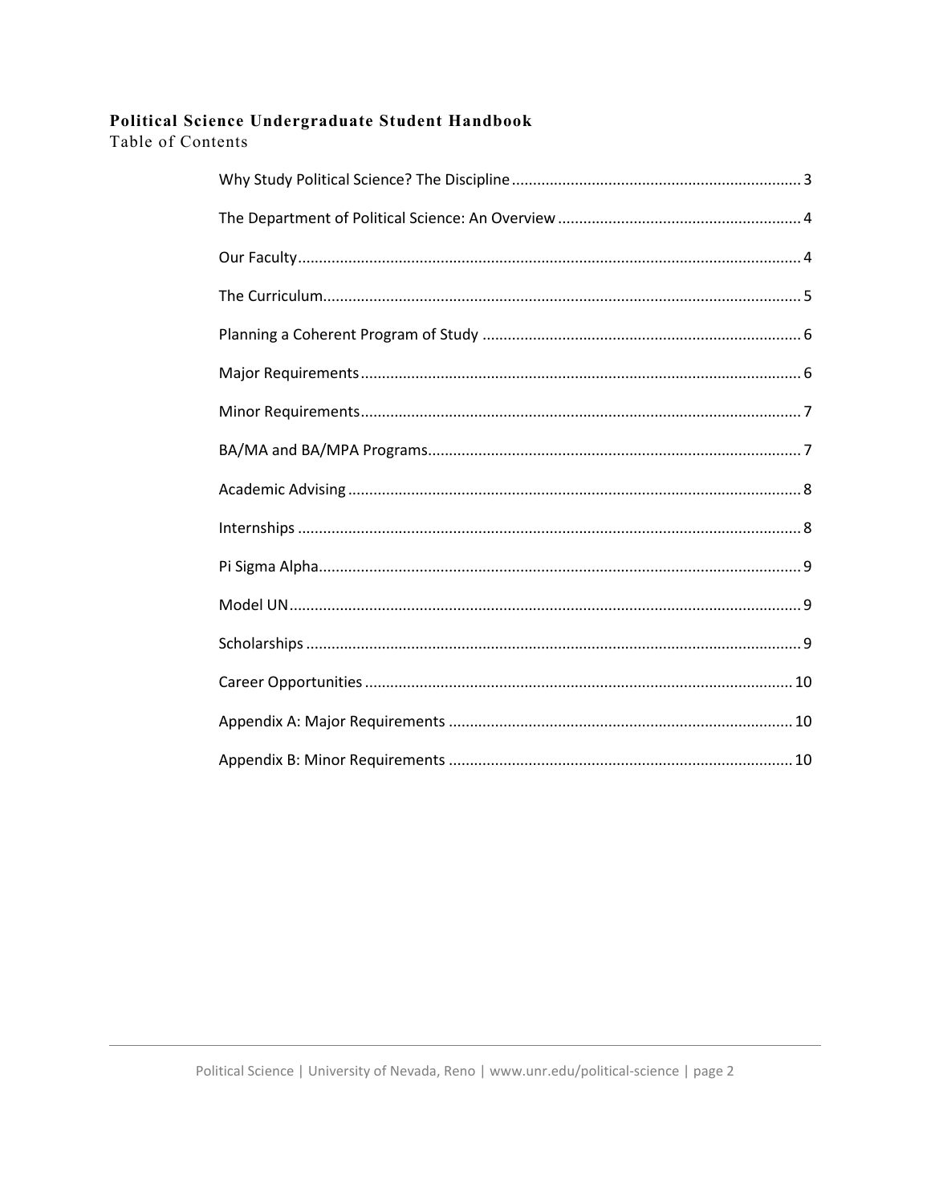# Political Science Undergraduate Student Handbook

## Table of Contents

- Why Study Political Science? The Discipline .......... 3
- The Department of Political Science: An Overview .......... 4
- Our Faculty .......... 4
- The Curriculum .......... 5
- Planning a Coherent Program of Study .......... 6
- Major Requirements .......... 6
- Minor Requirements .......... 7
- BA/MA and BA/MPA Programs .......... 7
- Academic Advising .......... 8
- Internships .......... 8
- Pi Sigma Alpha .......... 9
- Model UN .......... 9
- Scholarships .......... 9
- Career Opportunities .......... 10
- Appendix A: Major Requirements .......... 10
- Appendix B: Minor Requirements .......... 10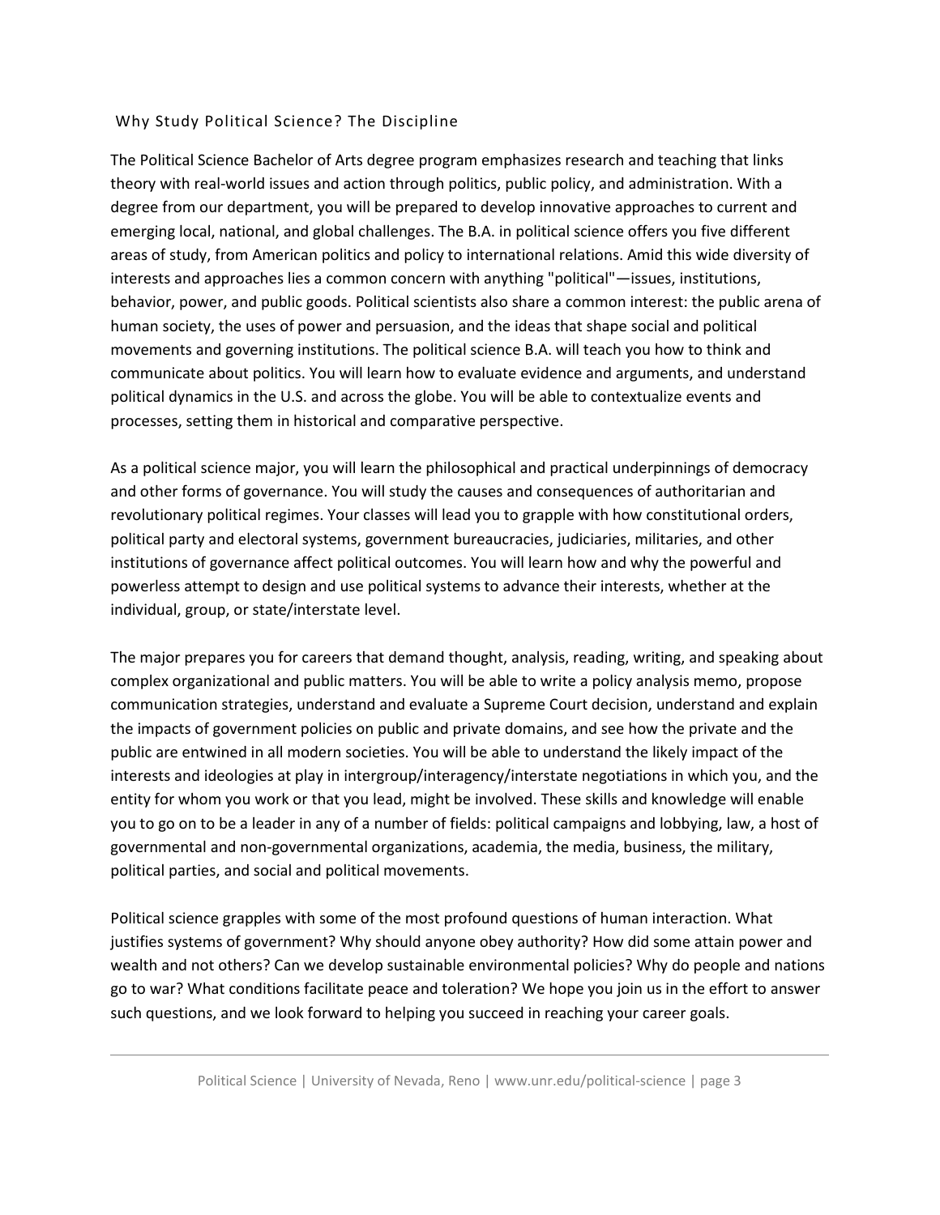## Why Study Political Science? The Discipline

The Political Science Bachelor of Arts degree program emphasizes research and teaching that links theory with real-world issues and action through politics, public policy, and administration. With a degree from our department, you will be prepared to develop innovative approaches to current and emerging local, national, and global challenges. The B.A. in political science offers you five different areas of study, from American politics and policy to international relations. Amid this wide diversity of interests and approaches lies a common concern with anything "political"—issues, institutions, behavior, power, and public goods. Political scientists also share a common interest: the public arena of human society, the uses of power and persuasion, and the ideas that shape social and political movements and governing institutions. The political science B.A. will teach you how to think and communicate about politics. You will learn how to evaluate evidence and arguments, and understand political dynamics in the U.S. and across the globe. You will be able to contextualize events and processes, setting them in historical and comparative perspective.

As a political science major, you will learn the philosophical and practical underpinnings of democracy and other forms of governance. You will study the causes and consequences of authoritarian and revolutionary political regimes. Your classes will lead you to grapple with how constitutional orders, political party and electoral systems, government bureaucracies, judiciaries, militaries, and other institutions of governance affect political outcomes. You will learn how and why the powerful and powerless attempt to design and use political systems to advance their interests, whether at the individual, group, or state/interstate level.

The major prepares you for careers that demand thought, analysis, reading, writing, and speaking about complex organizational and public matters. You will be able to write a policy analysis memo, propose communication strategies, understand and evaluate a Supreme Court decision, understand and explain the impacts of government policies on public and private domains, and see how the private and the public are entwined in all modern societies. You will be able to understand the likely impact of the interests and ideologies at play in intergroup/interagency/interstate negotiations in which you, and the entity for whom you work or that you lead, might be involved. These skills and knowledge will enable you to go on to be a leader in any of a number of fields: political campaigns and lobbying, law, a host of governmental and non-governmental organizations, academia, the media, business, the military, political parties, and social and political movements.

Political science grapples with some of the most profound questions of human interaction. What justifies systems of government? Why should anyone obey authority? How did some attain power and wealth and not others? Can we develop sustainable environmental policies? Why do people and nations go to war? What conditions facilitate peace and toleration? We hope you join us in the effort to answer such questions, and we look forward to helping you succeed in reaching your career goals.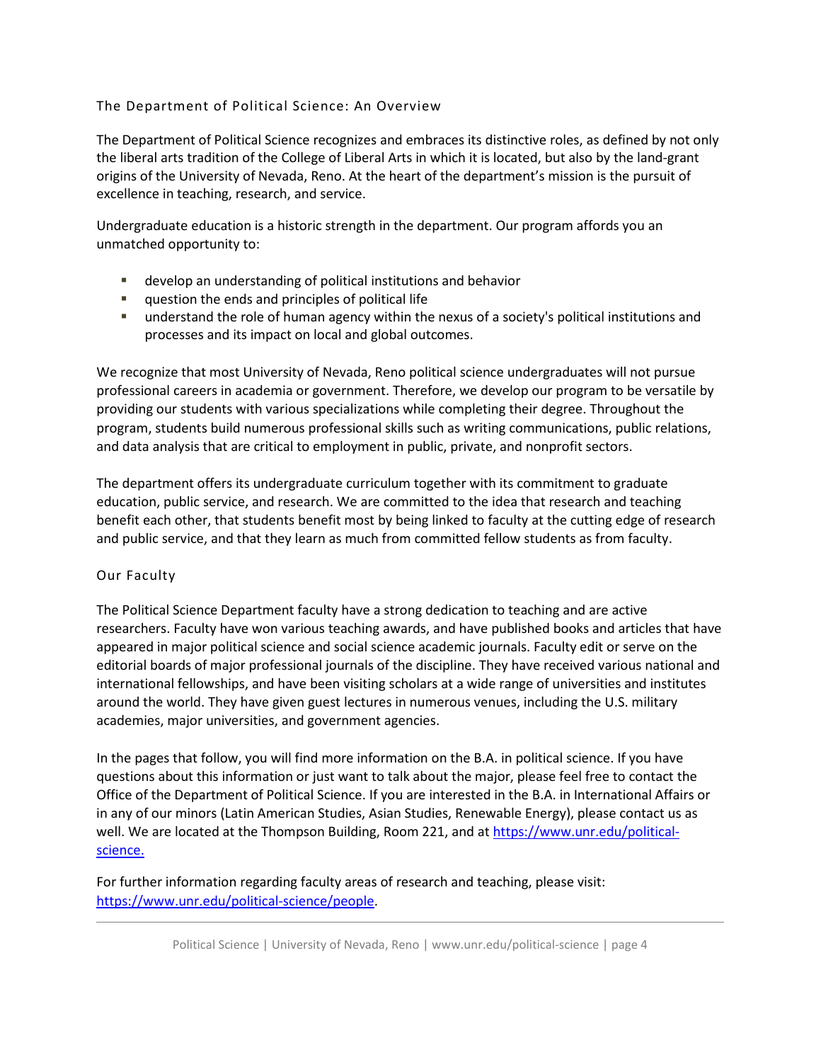## The Department of Political Science: An Overview

The Department of Political Science recognizes and embraces its distinctive roles, as defined by not only the liberal arts tradition of the College of Liberal Arts in which it is located, but also by the land-grant origins of the University of Nevada, Reno. At the heart of the department's mission is the pursuit of excellence in teaching, research, and service.

Undergraduate education is a historic strength in the department. Our program affords you an unmatched opportunity to:

- develop an understanding of political institutions and behavior
- question the ends and principles of political life
- understand the role of human agency within the nexus of a society's political institutions and processes and its impact on local and global outcomes.

We recognize that most University of Nevada, Reno political science undergraduates will not pursue professional careers in academia or government. Therefore, we develop our program to be versatile by providing our students with various specializations while completing their degree. Throughout the program, students build numerous professional skills such as writing communications, public relations, and data analysis that are critical to employment in public, private, and nonprofit sectors.

The department offers its undergraduate curriculum together with its commitment to graduate education, public service, and research. We are committed to the idea that research and teaching benefit each other, that students benefit most by being linked to faculty at the cutting edge of research and public service, and that they learn as much from committed fellow students as from faculty.

## Our Faculty

The Political Science Department faculty have a strong dedication to teaching and are active researchers. Faculty have won various teaching awards, and have published books and articles that have appeared in major political science and social science academic journals. Faculty edit or serve on the editorial boards of major professional journals of the discipline. They have received various national and international fellowships, and have been visiting scholars at a wide range of universities and institutes around the world. They have given guest lectures in numerous venues, including the U.S. military academies, major universities, and government agencies.

In the pages that follow, you will find more information on the B.A. in political science. If you have questions about this information or just want to talk about the major, please feel free to contact the Office of the Department of Political Science. If you are interested in the B.A. in International Affairs or in any of our minors (Latin American Studies, Asian Studies, Renewable Energy), please contact us as well. We are located at the Thompson Building, Room 221, and at [https://www.unr.edu/political-science.](https://www.unr.edu/political-science)

For further information regarding faculty areas of research and teaching, please visit: [https://www.unr.edu/political-science/people](https://www.unr.edu/political-science/people).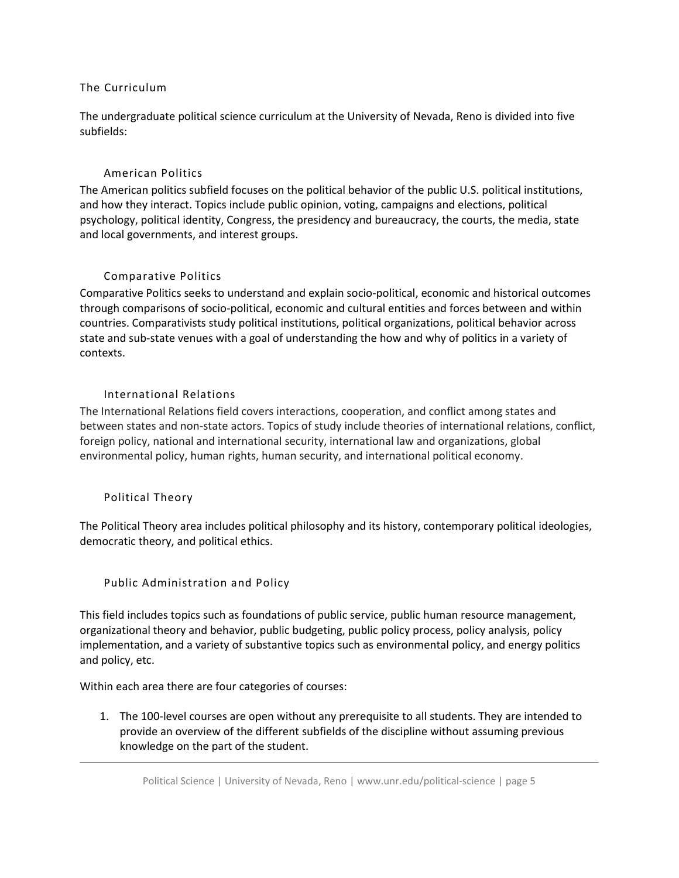## The Curriculum

The undergraduate political science curriculum at the University of Nevada, Reno is divided into five subfields:

### American Politics

The American politics subfield focuses on the political behavior of the public U.S. political institutions, and how they interact. Topics include public opinion, voting, campaigns and elections, political psychology, political identity, Congress, the presidency and bureaucracy, the courts, the media, state and local governments, and interest groups.

### Comparative Politics

Comparative Politics seeks to understand and explain socio-political, economic and historical outcomes through comparisons of socio-political, economic and cultural entities and forces between and within countries. Comparativists study political institutions, political organizations, political behavior across state and sub-state venues with a goal of understanding the how and why of politics in a variety of contexts.

### International Relations

The International Relations field covers interactions, cooperation, and conflict among states and between states and non-state actors. Topics of study include theories of international relations, conflict, foreign policy, national and international security, international law and organizations, global environmental policy, human rights, human security, and international political economy.

### Political Theory

The Political Theory area includes political philosophy and its history, contemporary political ideologies, democratic theory, and political ethics.

### Public Administration and Policy

This field includes topics such as foundations of public service, public human resource management, organizational theory and behavior, public budgeting, public policy process, policy analysis, policy implementation, and a variety of substantive topics such as environmental policy, and energy politics and policy, etc.

Within each area there are four categories of courses:

1. The 100-level courses are open without any prerequisite to all students. They are intended to provide an overview of the different subfields of the discipline without assuming previous knowledge on the part of the student.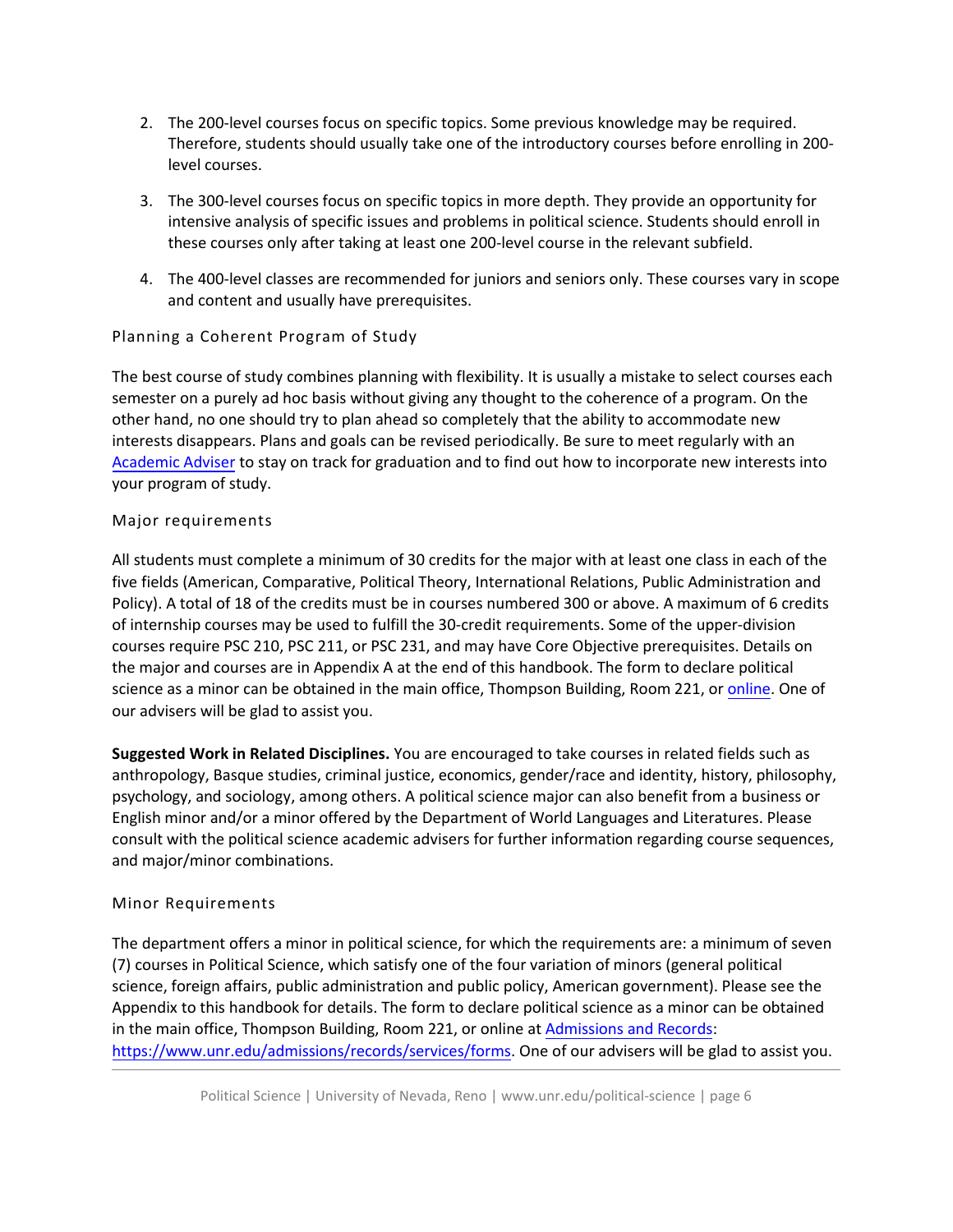2. The 200-level courses focus on specific topics. Some previous knowledge may be required. Therefore, students should usually take one of the introductory courses before enrolling in 200-level courses.

3. The 300-level courses focus on specific topics in more depth. They provide an opportunity for intensive analysis of specific issues and problems in political science. Students should enroll in these courses only after taking at least one 200-level course in the relevant subfield.

4. The 400-level classes are recommended for juniors and seniors only. These courses vary in scope and content and usually have prerequisites.

### Planning a Coherent Program of Study

The best course of study combines planning with flexibility. It is usually a mistake to select courses each semester on a purely ad hoc basis without giving any thought to the coherence of a program. On the other hand, no one should try to plan ahead so completely that the ability to accommodate new interests disappears. Plans and goals can be revised periodically. Be sure to meet regularly with an [Academic Adviser](#) to stay on track for graduation and to find out how to incorporate new interests into your program of study.

### Major requirements

All students must complete a minimum of 30 credits for the major with at least one class in each of the five fields (American, Comparative, Political Theory, International Relations, Public Administration and Policy). A total of 18 of the credits must be in courses numbered 300 or above. A maximum of 6 credits of internship courses may be used to fulfill the 30-credit requirements. Some of the upper-division courses require PSC 210, PSC 211, or PSC 231, and may have Core Objective prerequisites. Details on the major and courses are in Appendix A at the end of this handbook. The form to declare political science as a minor can be obtained in the main office, Thompson Building, Room 221, or [online](#). One of our advisers will be glad to assist you.

**Suggested Work in Related Disciplines.** You are encouraged to take courses in related fields such as anthropology, Basque studies, criminal justice, economics, gender/race and identity, history, philosophy, psychology, and sociology, among others. A political science major can also benefit from a business or English minor and/or a minor offered by the Department of World Languages and Literatures. Please consult with the political science academic advisers for further information regarding course sequences, and major/minor combinations.

### Minor Requirements

The department offers a minor in political science, for which the requirements are: a minimum of seven (7) courses in Political Science, which satisfy one of the four variation of minors (general political science, foreign affairs, public administration and public policy, American government). Please see the Appendix to this handbook for details. The form to declare political science as a minor can be obtained in the main office, Thompson Building, Room 221, or online at [Admissions and Records](https://www.unr.edu/admissions/records/services/forms): https://www.unr.edu/admissions/records/services/forms. One of our advisers will be glad to assist you.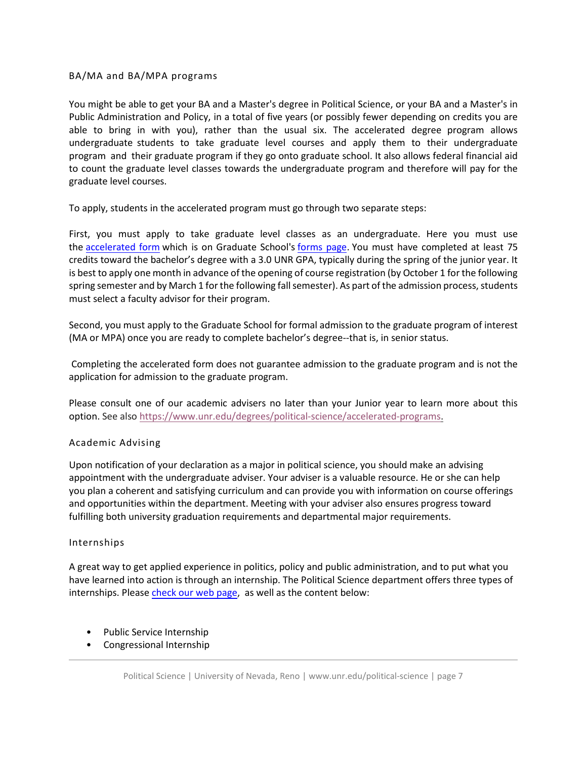## BA/MA and BA/MPA programs

You might be able to get your BA and a Master's degree in Political Science, or your BA and a Master's in Public Administration and Policy, in a total of five years (or possibly fewer depending on credits you are able to bring in with you), rather than the usual six. The accelerated degree program allows undergraduate students to take graduate level courses and apply them to their undergraduate program and their graduate program if they go onto graduate school. It also allows federal financial aid to count the graduate level classes towards the undergraduate program and therefore will pay for the graduate level courses.

To apply, students in the accelerated program must go through two separate steps:

First, you must apply to take graduate level classes as an undergraduate. Here you must use the accelerated form which is on Graduate School's forms page. You must have completed at least 75 credits toward the bachelor's degree with a 3.0 UNR GPA, typically during the spring of the junior year. It is best to apply one month in advance of the opening of course registration (by October 1 for the following spring semester and by March 1 for the following fall semester). As part of the admission process, students must select a faculty advisor for their program.

Second, you must apply to the Graduate School for formal admission to the graduate program of interest (MA or MPA) once you are ready to complete bachelor's degree--that is, in senior status.

Completing the accelerated form does not guarantee admission to the graduate program and is not the application for admission to the graduate program.

Please consult one of our academic advisers no later than your Junior year to learn more about this option. See also https://www.unr.edu/degrees/political-science/accelerated-programs.

## Academic Advising

Upon notification of your declaration as a major in political science, you should make an advising appointment with the undergraduate adviser. Your adviser is a valuable resource. He or she can help you plan a coherent and satisfying curriculum and can provide you with information on course offerings and opportunities within the department. Meeting with your adviser also ensures progress toward fulfilling both university graduation requirements and departmental major requirements.

## Internships

A great way to get applied experience in politics, policy and public administration, and to put what you have learned into action is through an internship. The Political Science department offers three types of internships. Please check our web page, as well as the content below:

- Public Service Internship
- Congressional Internship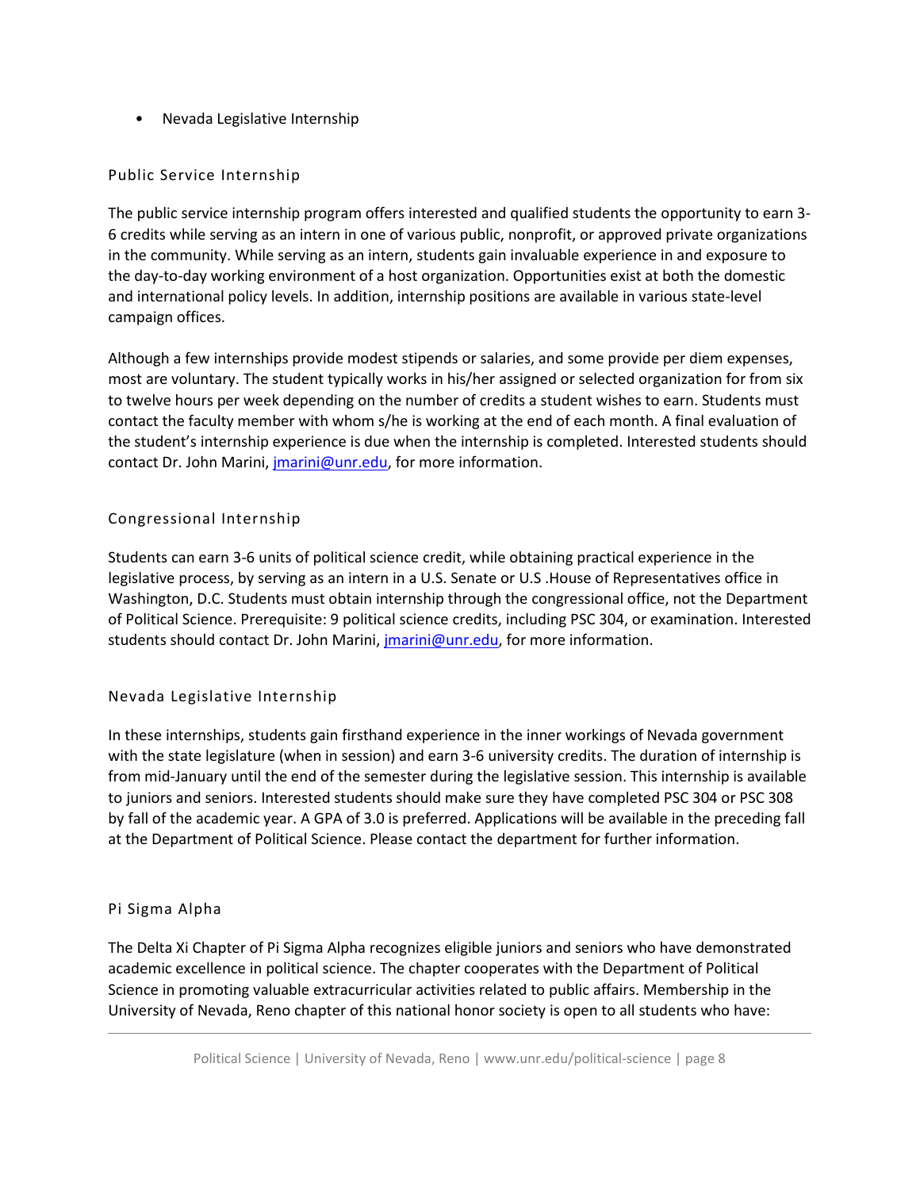- Nevada Legislative Internship

### Public Service Internship

The public service internship program offers interested and qualified students the opportunity to earn 3-6 credits while serving as an intern in one of various public, nonprofit, or approved private organizations in the community. While serving as an intern, students gain invaluable experience in and exposure to the day-to-day working environment of a host organization. Opportunities exist at both the domestic and international policy levels. In addition, internship positions are available in various state-level campaign offices.

Although a few internships provide modest stipends or salaries, and some provide per diem expenses, most are voluntary. The student typically works in his/her assigned or selected organization for from six to twelve hours per week depending on the number of credits a student wishes to earn. Students must contact the faculty member with whom s/he is working at the end of each month. A final evaluation of the student's internship experience is due when the internship is completed. Interested students should contact Dr. John Marini, jmarini@unr.edu, for more information.

### Congressional Internship

Students can earn 3-6 units of political science credit, while obtaining practical experience in the legislative process, by serving as an intern in a U.S. Senate or U.S .House of Representatives office in Washington, D.C. Students must obtain internship through the congressional office, not the Department of Political Science. Prerequisite: 9 political science credits, including PSC 304, or examination. Interested students should contact Dr. John Marini, jmarini@unr.edu, for more information.

### Nevada Legislative Internship

In these internships, students gain firsthand experience in the inner workings of Nevada government with the state legislature (when in session) and earn 3-6 university credits. The duration of internship is from mid-January until the end of the semester during the legislative session. This internship is available to juniors and seniors. Interested students should make sure they have completed PSC 304 or PSC 308 by fall of the academic year. A GPA of 3.0 is preferred. Applications will be available in the preceding fall at the Department of Political Science. Please contact the department for further information.

### Pi Sigma Alpha

The Delta Xi Chapter of Pi Sigma Alpha recognizes eligible juniors and seniors who have demonstrated academic excellence in political science. The chapter cooperates with the Department of Political Science in promoting valuable extracurricular activities related to public affairs. Membership in the University of Nevada, Reno chapter of this national honor society is open to all students who have: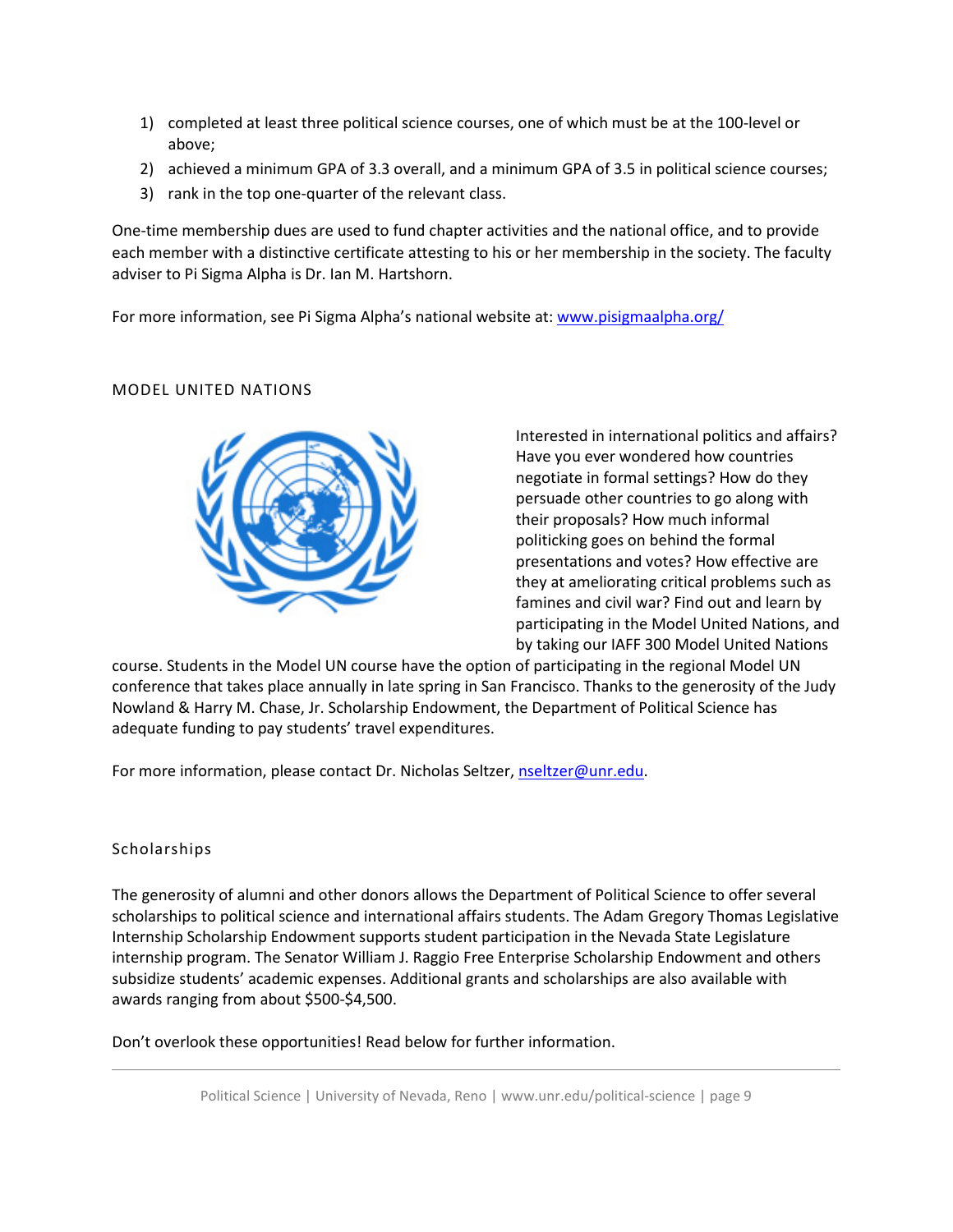1) completed at least three political science courses, one of which must be at the 100-level or above;
2) achieved a minimum GPA of 3.3 overall, and a minimum GPA of 3.5 in political science courses;
3) rank in the top one-quarter of the relevant class.

One-time membership dues are used to fund chapter activities and the national office, and to provide each member with a distinctive certificate attesting to his or her membership in the society. The faculty adviser to Pi Sigma Alpha is Dr. Ian M. Hartshorn.

For more information, see Pi Sigma Alpha's national website at: [www.pisigmaalpha.org/](www.pisigmaalpha.org/)

## MODEL UNITED NATIONS

Interested in international politics and affairs? Have you ever wondered how countries negotiate in formal settings? How do they persuade other countries to go along with their proposals? How much informal politicking goes on behind the formal presentations and votes? How effective are they at ameliorating critical problems such as famines and civil war? Find out and learn by participating in the Model United Nations, and by taking our IAFF 300 Model United Nations course. Students in the Model UN course have the option of participating in the regional Model UN conference that takes place annually in late spring in San Francisco. Thanks to the generosity of the Judy Nowland & Harry M. Chase, Jr. Scholarship Endowment, the Department of Political Science has adequate funding to pay students' travel expenditures.

For more information, please contact Dr. Nicholas Seltzer, [nseltzer@unr.edu](mailto:nseltzer@unr.edu).

## Scholarships

The generosity of alumni and other donors allows the Department of Political Science to offer several scholarships to political science and international affairs students. The Adam Gregory Thomas Legislative Internship Scholarship Endowment supports student participation in the Nevada State Legislature internship program. The Senator William J. Raggio Free Enterprise Scholarship Endowment and others subsidize students' academic expenses. Additional grants and scholarships are also available with awards ranging from about $500-$4,500.

Don't overlook these opportunities! Read below for further information.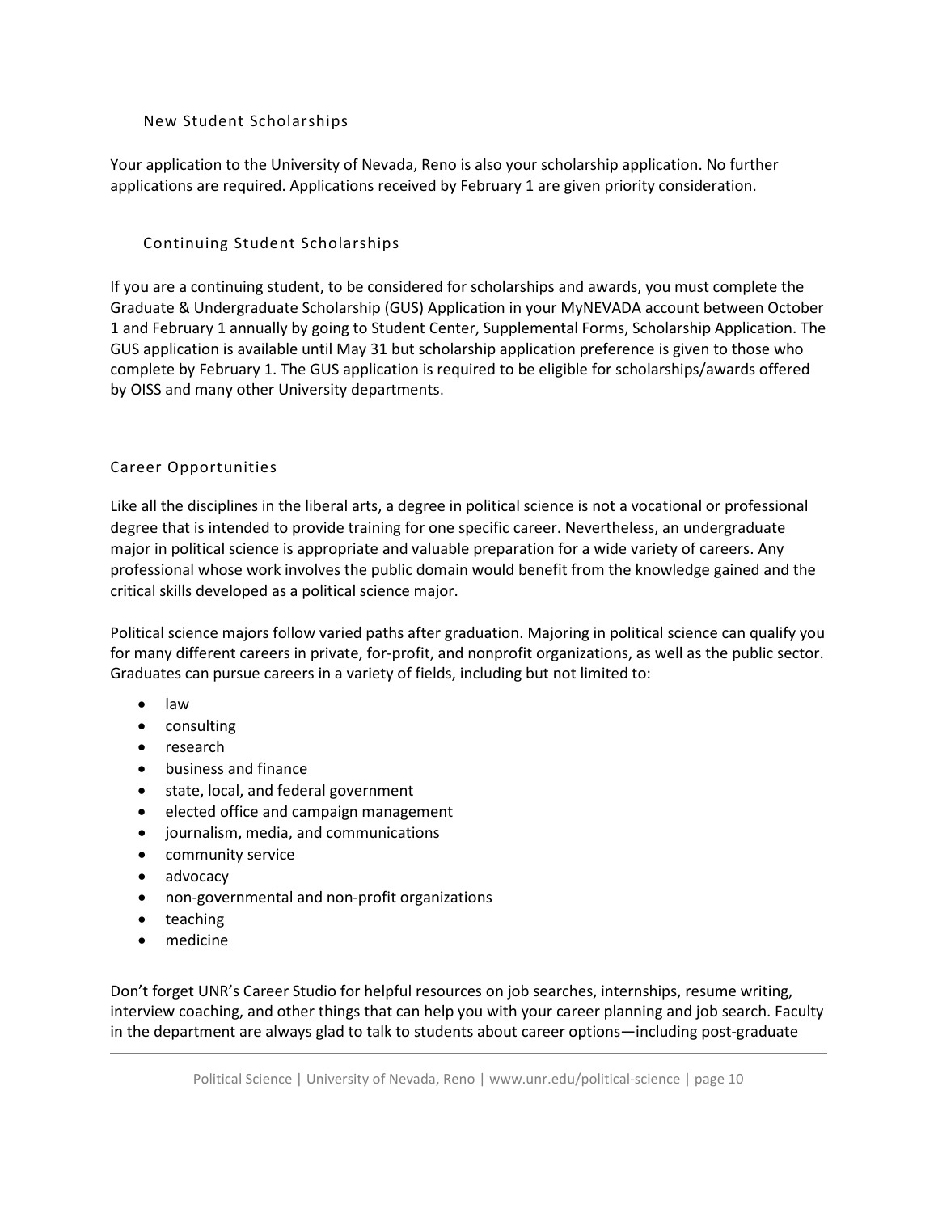### New Student Scholarships

Your application to the University of Nevada, Reno is also your scholarship application. No further applications are required. Applications received by February 1 are given priority consideration.

### Continuing Student Scholarships

If you are a continuing student, to be considered for scholarships and awards, you must complete the Graduate & Undergraduate Scholarship (GUS) Application in your MyNEVADA account between October 1 and February 1 annually by going to Student Center, Supplemental Forms, Scholarship Application. The GUS application is available until May 31 but scholarship application preference is given to those who complete by February 1. The GUS application is required to be eligible for scholarships/awards offered by OISS and many other University departments.

## Career Opportunities

Like all the disciplines in the liberal arts, a degree in political science is not a vocational or professional degree that is intended to provide training for one specific career. Nevertheless, an undergraduate major in political science is appropriate and valuable preparation for a wide variety of careers. Any professional whose work involves the public domain would benefit from the knowledge gained and the critical skills developed as a political science major.

Political science majors follow varied paths after graduation. Majoring in political science can qualify you for many different careers in private, for-profit, and nonprofit organizations, as well as the public sector. Graduates can pursue careers in a variety of fields, including but not limited to:

- law
- consulting
- research
- business and finance
- state, local, and federal government
- elected office and campaign management
- journalism, media, and communications
- community service
- advocacy
- non-governmental and non-profit organizations
- teaching
- medicine

Don't forget UNR's Career Studio for helpful resources on job searches, internships, resume writing, interview coaching, and other things that can help you with your career planning and job search. Faculty in the department are always glad to talk to students about career options—including post-graduate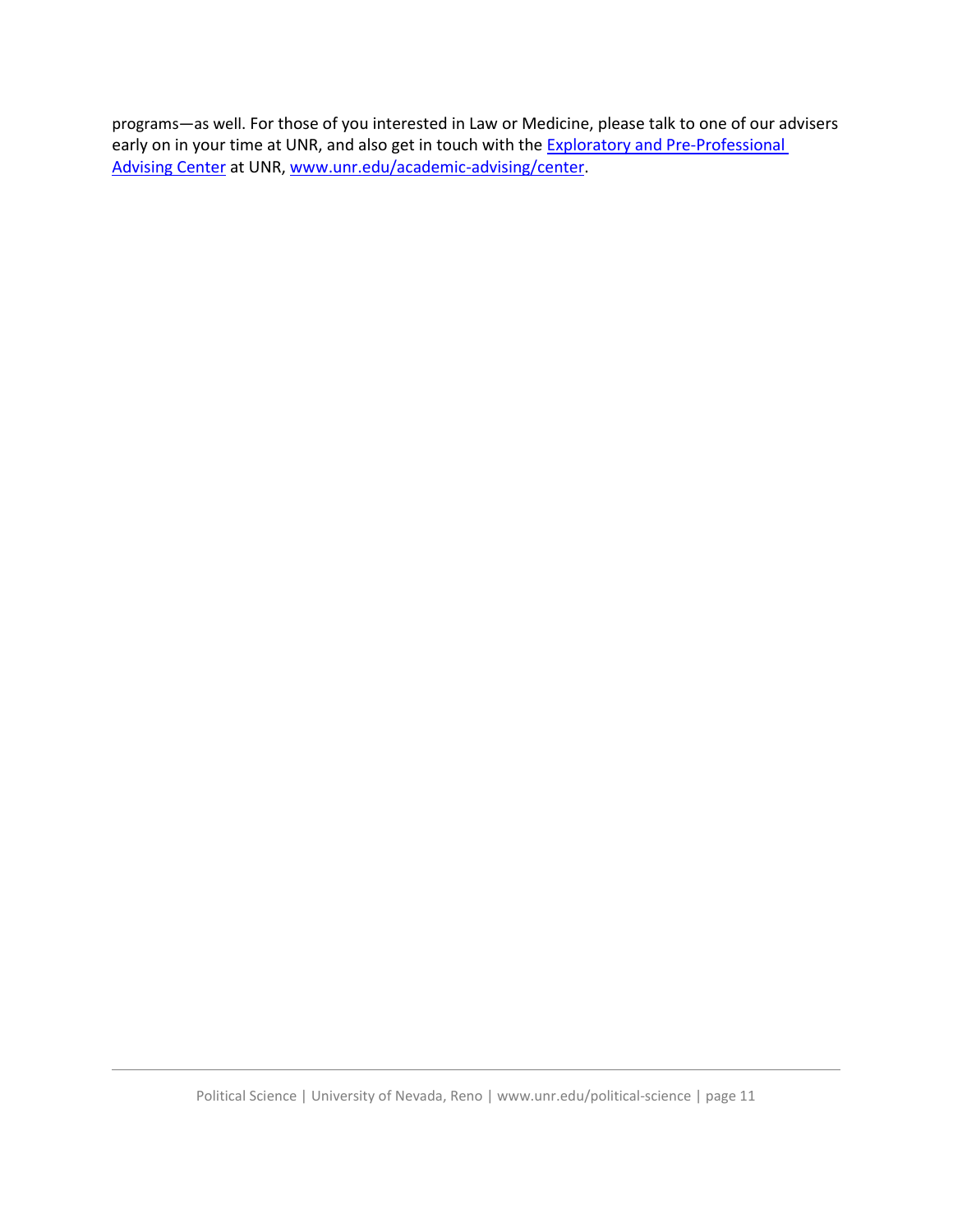programs—as well. For those of you interested in Law or Medicine, please talk to one of our advisers early on in your time at UNR, and also get in touch with the [Exploratory and Pre-Professional Advising Center](http://www.unr.edu/academic-advising/center) at UNR, [www.unr.edu/academic-advising/center](http://www.unr.edu/academic-advising/center).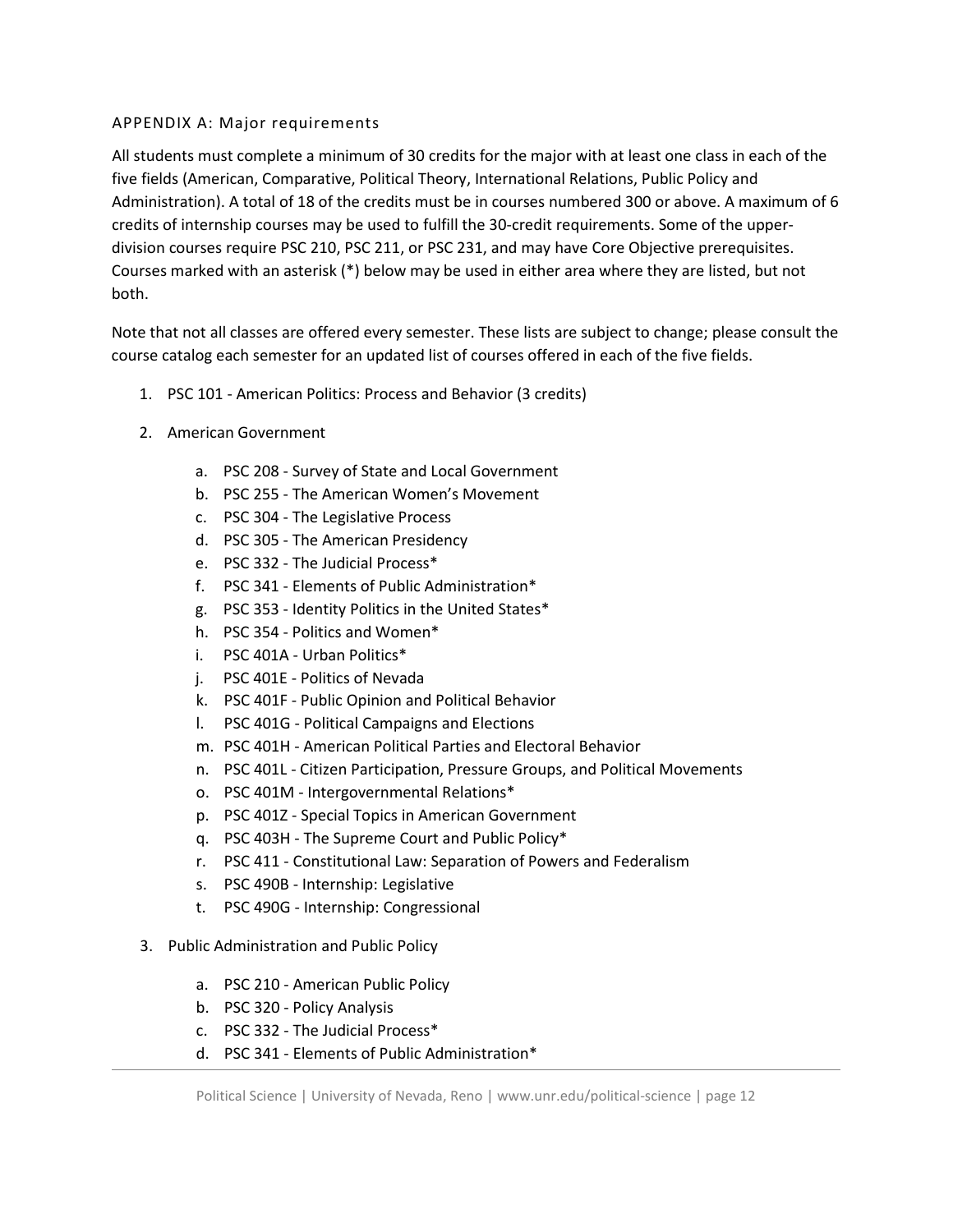## APPENDIX A: Major requirements

All students must complete a minimum of 30 credits for the major with at least one class in each of the five fields (American, Comparative, Political Theory, International Relations, Public Policy and Administration). A total of 18 of the credits must be in courses numbered 300 or above. A maximum of 6 credits of internship courses may be used to fulfill the 30-credit requirements. Some of the upper-division courses require PSC 210, PSC 211, or PSC 231, and may have Core Objective prerequisites. Courses marked with an asterisk (*) below may be used in either area where they are listed, but not both.

Note that not all classes are offered every semester. These lists are subject to change; please consult the course catalog each semester for an updated list of courses offered in each of the five fields.

1. PSC 101 - American Politics: Process and Behavior (3 credits)
2. American Government
   a. PSC 208 - Survey of State and Local Government
   b. PSC 255 - The American Women's Movement
   c. PSC 304 - The Legislative Process
   d. PSC 305 - The American Presidency
   e. PSC 332 - The Judicial Process*
   f. PSC 341 - Elements of Public Administration*
   g. PSC 353 - Identity Politics in the United States*
   h. PSC 354 - Politics and Women*
   i. PSC 401A - Urban Politics*
   j. PSC 401E - Politics of Nevada
   k. PSC 401F - Public Opinion and Political Behavior
   l. PSC 401G - Political Campaigns and Elections
   m. PSC 401H - American Political Parties and Electoral Behavior
   n. PSC 401L - Citizen Participation, Pressure Groups, and Political Movements
   o. PSC 401M - Intergovernmental Relations*
   p. PSC 401Z - Special Topics in American Government
   q. PSC 403H - The Supreme Court and Public Policy*
   r. PSC 411 - Constitutional Law: Separation of Powers and Federalism
   s. PSC 490B - Internship: Legislative
   t. PSC 490G - Internship: Congressional
3. Public Administration and Public Policy
   a. PSC 210 - American Public Policy
   b. PSC 320 - Policy Analysis
   c. PSC 332 - The Judicial Process*
   d. PSC 341 - Elements of Public Administration*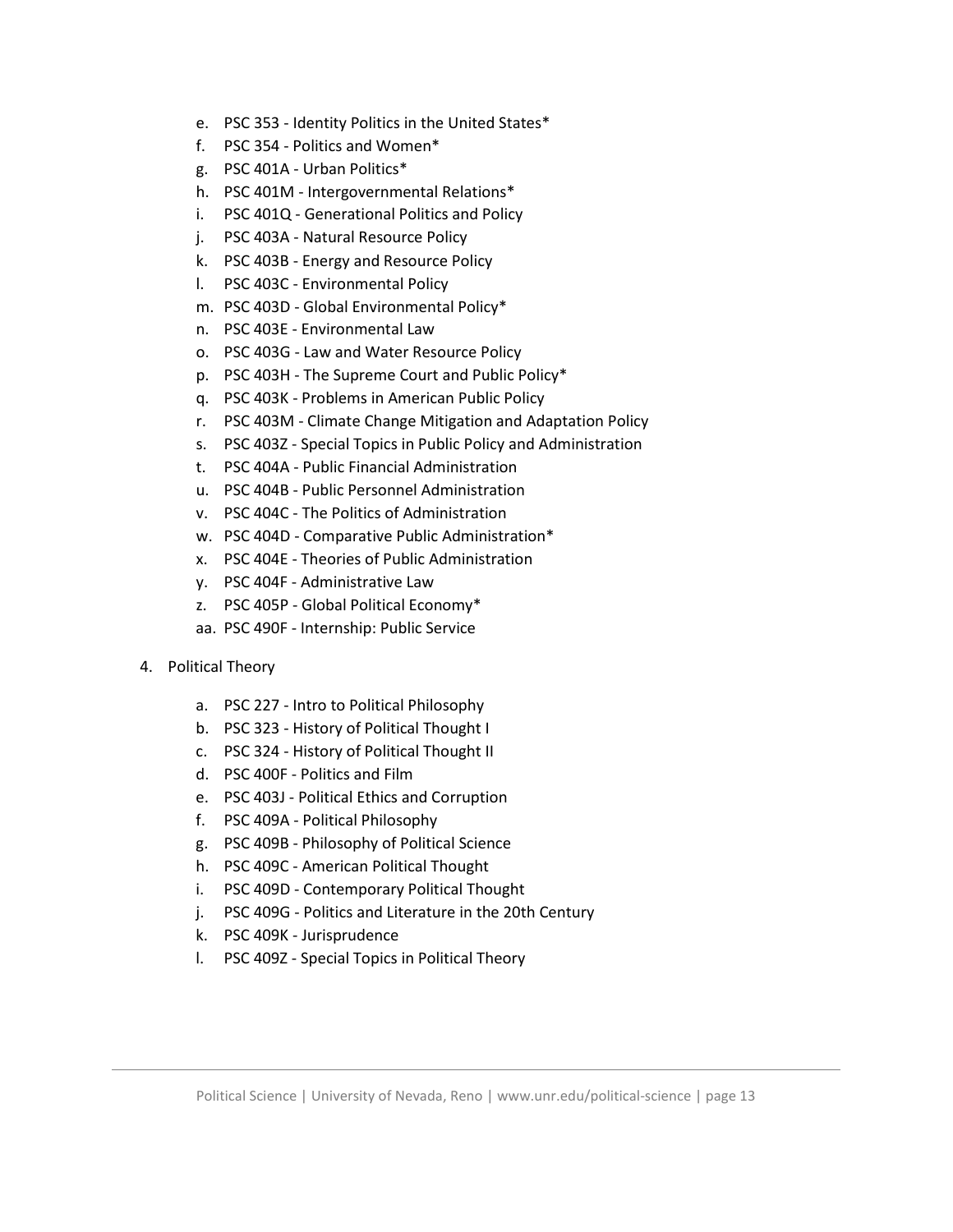e. PSC 353 - Identity Politics in the United States*
f. PSC 354 - Politics and Women*
g. PSC 401A - Urban Politics*
h. PSC 401M - Intergovernmental Relations*
i. PSC 401Q - Generational Politics and Policy
j. PSC 403A - Natural Resource Policy
k. PSC 403B - Energy and Resource Policy
l. PSC 403C - Environmental Policy
m. PSC 403D - Global Environmental Policy*
n. PSC 403E - Environmental Law
o. PSC 403G - Law and Water Resource Policy
p. PSC 403H - The Supreme Court and Public Policy*
q. PSC 403K - Problems in American Public Policy
r. PSC 403M - Climate Change Mitigation and Adaptation Policy
s. PSC 403Z - Special Topics in Public Policy and Administration
t. PSC 404A - Public Financial Administration
u. PSC 404B - Public Personnel Administration
v. PSC 404C - The Politics of Administration
w. PSC 404D - Comparative Public Administration*
x. PSC 404E - Theories of Public Administration
y. PSC 404F - Administrative Law
z. PSC 405P - Global Political Economy*
aa. PSC 490F - Internship: Public Service

4. Political Theory

   a. PSC 227 - Intro to Political Philosophy
   b. PSC 323 - History of Political Thought I
   c. PSC 324 - History of Political Thought II
   d. PSC 400F - Politics and Film
   e. PSC 403J - Political Ethics and Corruption
   f. PSC 409A - Political Philosophy
   g. PSC 409B - Philosophy of Political Science
   h. PSC 409C - American Political Thought
   i. PSC 409D - Contemporary Political Thought
   j. PSC 409G - Politics and Literature in the 20th Century
   k. PSC 409K - Jurisprudence
   l. PSC 409Z - Special Topics in Political Theory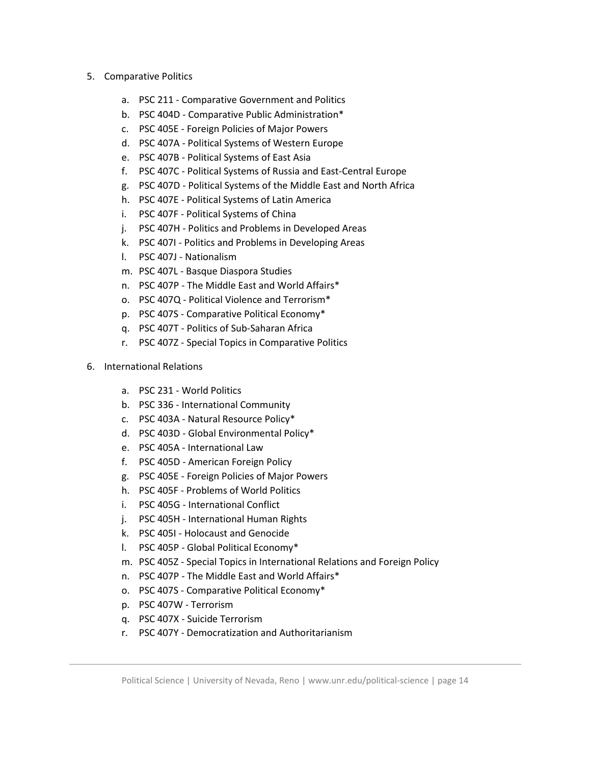5. Comparative Politics

    a. PSC 211 - Comparative Government and Politics
    b. PSC 404D - Comparative Public Administration*
    c. PSC 405E - Foreign Policies of Major Powers
    d. PSC 407A - Political Systems of Western Europe
    e. PSC 407B - Political Systems of East Asia
    f. PSC 407C - Political Systems of Russia and East-Central Europe
    g. PSC 407D - Political Systems of the Middle East and North Africa
    h. PSC 407E - Political Systems of Latin America
    i. PSC 407F - Political Systems of China
    j. PSC 407H - Politics and Problems in Developed Areas
    k. PSC 407I - Politics and Problems in Developing Areas
    l. PSC 407J - Nationalism
    m. PSC 407L - Basque Diaspora Studies
    n. PSC 407P - The Middle East and World Affairs*
    o. PSC 407Q - Political Violence and Terrorism*
    p. PSC 407S - Comparative Political Economy*
    q. PSC 407T - Politics of Sub-Saharan Africa
    r. PSC 407Z - Special Topics in Comparative Politics

6. International Relations

    a. PSC 231 - World Politics
    b. PSC 336 - International Community
    c. PSC 403A - Natural Resource Policy*
    d. PSC 403D - Global Environmental Policy*
    e. PSC 405A - International Law
    f. PSC 405D - American Foreign Policy
    g. PSC 405E - Foreign Policies of Major Powers
    h. PSC 405F - Problems of World Politics
    i. PSC 405G - International Conflict
    j. PSC 405H - International Human Rights
    k. PSC 405I - Holocaust and Genocide
    l. PSC 405P - Global Political Economy*
    m. PSC 405Z - Special Topics in International Relations and Foreign Policy
    n. PSC 407P - The Middle East and World Affairs*
    o. PSC 407S - Comparative Political Economy*
    p. PSC 407W - Terrorism
    q. PSC 407X - Suicide Terrorism
    r. PSC 407Y - Democratization and Authoritarianism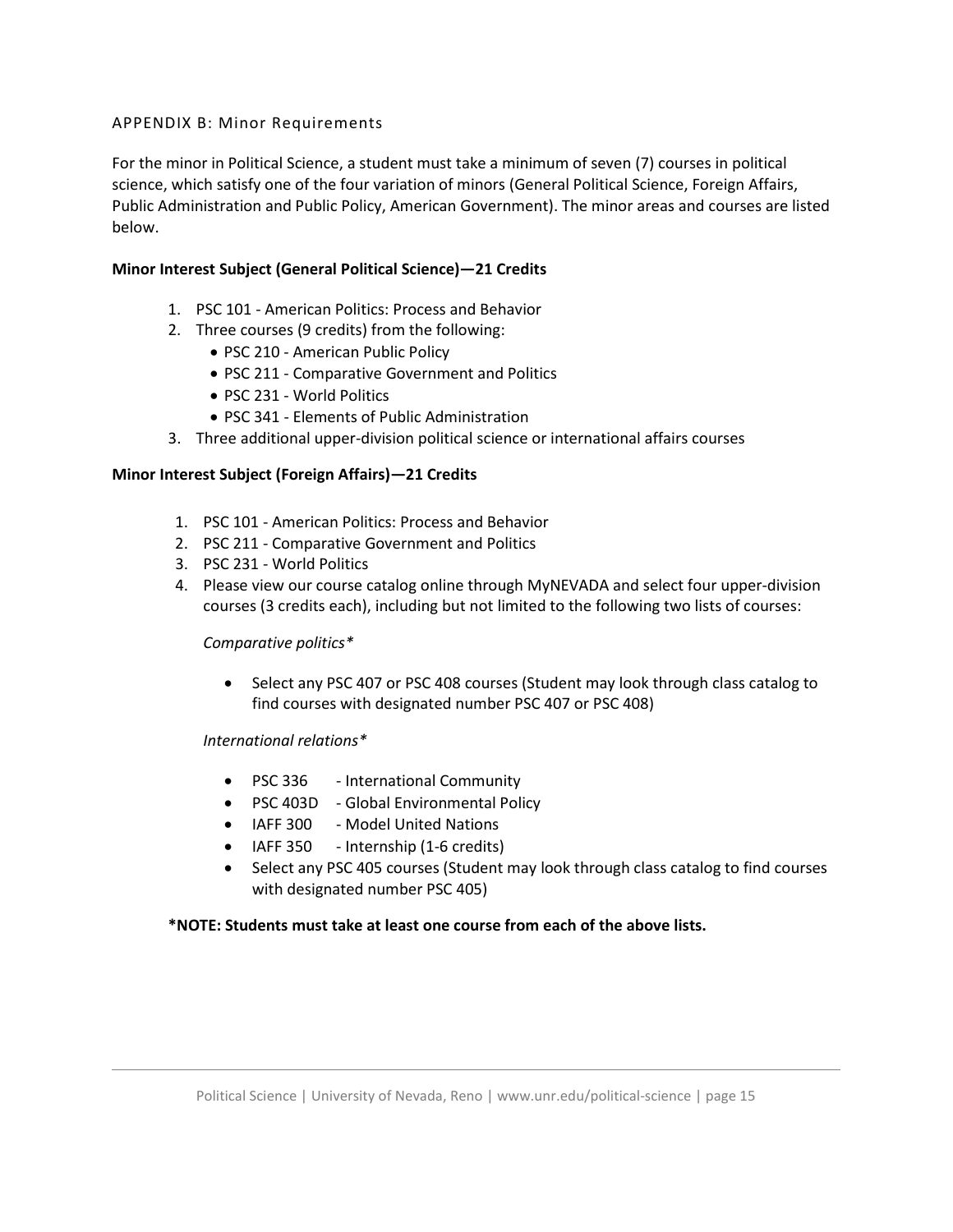## APPENDIX B: Minor Requirements

For the minor in Political Science, a student must take a minimum of seven (7) courses in political science, which satisfy one of the four variation of minors (General Political Science, Foreign Affairs, Public Administration and Public Policy, American Government). The minor areas and courses are listed below.

**Minor Interest Subject (General Political Science)—21 Credits**

1. PSC 101 - American Politics: Process and Behavior
2. Three courses (9 credits) from the following:
   - PSC 210 - American Public Policy
   - PSC 211 - Comparative Government and Politics
   - PSC 231 - World Politics
   - PSC 341 - Elements of Public Administration
3. Three additional upper-division political science or international affairs courses

**Minor Interest Subject (Foreign Affairs)—21 Credits**

1. PSC 101 - American Politics: Process and Behavior
2. PSC 211 - Comparative Government and Politics
3. PSC 231 - World Politics
4. Please view our course catalog online through MyNEVADA and select four upper-division courses (3 credits each), including but not limited to the following two lists of courses:

   *Comparative politics**

   - Select any PSC 407 or PSC 408 courses (Student may look through class catalog to find courses with designated number PSC 407 or PSC 408)

   *International relations**

   - PSC 336 - International Community
   - PSC 403D - Global Environmental Policy
   - IAFF 300 - Model United Nations
   - IAFF 350 - Internship (1-6 credits)
   - Select any PSC 405 courses (Student may look through class catalog to find courses with designated number PSC 405)

**\*NOTE: Students must take at least one course from each of the above lists.**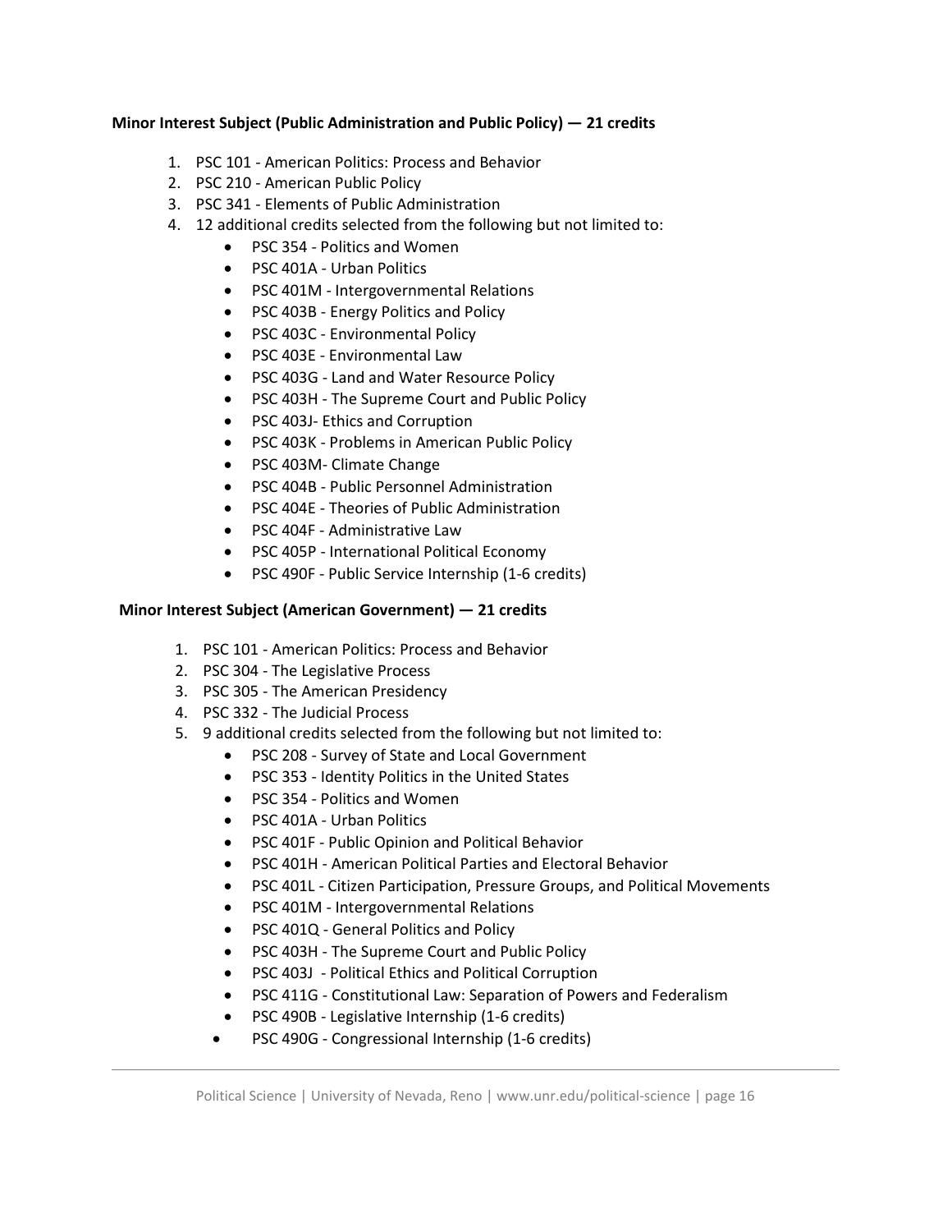**Minor Interest Subject (Public Administration and Public Policy) — 21 credits**

1. PSC 101 - American Politics: Process and Behavior
2. PSC 210 - American Public Policy
3. PSC 341 - Elements of Public Administration
4. 12 additional credits selected from the following but not limited to:
   - PSC 354 - Politics and Women
   - PSC 401A - Urban Politics
   - PSC 401M - Intergovernmental Relations
   - PSC 403B - Energy Politics and Policy
   - PSC 403C - Environmental Policy
   - PSC 403E - Environmental Law
   - PSC 403G - Land and Water Resource Policy
   - PSC 403H - The Supreme Court and Public Policy
   - PSC 403J- Ethics and Corruption
   - PSC 403K - Problems in American Public Policy
   - PSC 403M- Climate Change
   - PSC 404B - Public Personnel Administration
   - PSC 404E - Theories of Public Administration
   - PSC 404F - Administrative Law
   - PSC 405P - International Political Economy
   - PSC 490F - Public Service Internship (1-6 credits)

**Minor Interest Subject (American Government) — 21 credits**

1. PSC 101 - American Politics: Process and Behavior
2. PSC 304 - The Legislative Process
3. PSC 305 - The American Presidency
4. PSC 332 - The Judicial Process
5. 9 additional credits selected from the following but not limited to:
   - PSC 208 - Survey of State and Local Government
   - PSC 353 - Identity Politics in the United States
   - PSC 354 - Politics and Women
   - PSC 401A - Urban Politics
   - PSC 401F - Public Opinion and Political Behavior
   - PSC 401H - American Political Parties and Electoral Behavior
   - PSC 401L - Citizen Participation, Pressure Groups, and Political Movements
   - PSC 401M - Intergovernmental Relations
   - PSC 401Q - General Politics and Policy
   - PSC 403H - The Supreme Court and Public Policy
   - PSC 403J - Political Ethics and Political Corruption
   - PSC 411G - Constitutional Law: Separation of Powers and Federalism
   - PSC 490B - Legislative Internship (1-6 credits)
   - PSC 490G - Congressional Internship (1-6 credits)